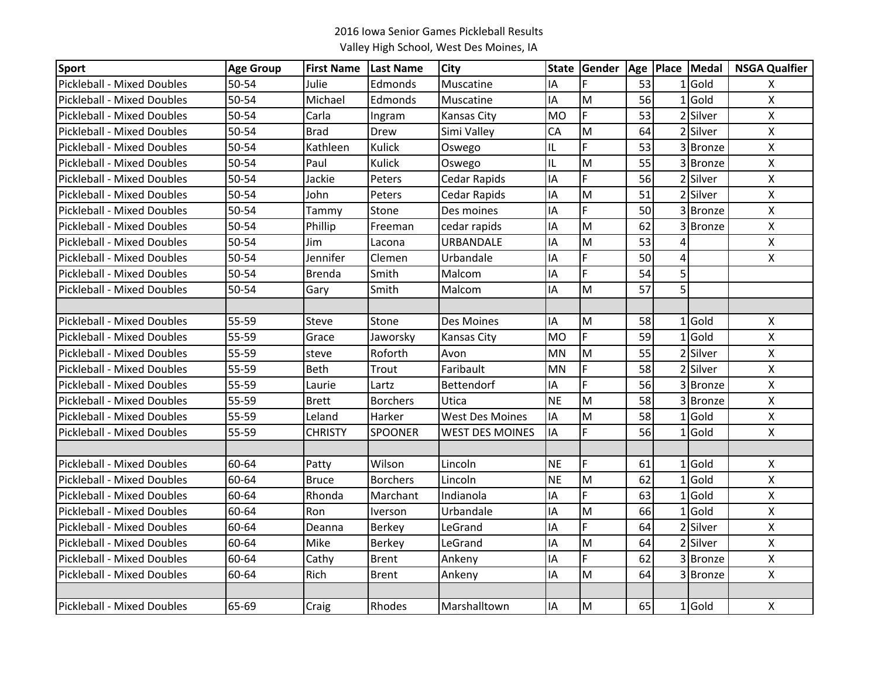2016 Iowa Senior Games Pickleball Results

Valley High School, West Des Moines, IA

| Sport | Age Group | First Name | Last Name | City | State | Gender | Age | Place | Medal | NSGA Qualfier |
|---|---|---|---|---|---|---|---|---|---|---|
| Pickleball - Mixed Doubles | 50-54 | Julie | Edmonds | Muscatine | IA | F | 53 | 1 | Gold | X |
| Pickleball - Mixed Doubles | 50-54 | Michael | Edmonds | Muscatine | IA | M | 56 | 1 | Gold | X |
| Pickleball - Mixed Doubles | 50-54 | Carla | Ingram | Kansas City | MO | F | 53 | 2 | Silver | X |
| Pickleball - Mixed Doubles | 50-54 | Brad | Drew | Simi Valley | CA | M | 64 | 2 | Silver | X |
| Pickleball - Mixed Doubles | 50-54 | Kathleen | Kulick | Oswego | IL | F | 53 | 3 | Bronze | X |
| Pickleball - Mixed Doubles | 50-54 | Paul | Kulick | Oswego | IL | M | 55 | 3 | Bronze | X |
| Pickleball - Mixed Doubles | 50-54 | Jackie | Peters | Cedar Rapids | IA | F | 56 | 2 | Silver | X |
| Pickleball - Mixed Doubles | 50-54 | John | Peters | Cedar Rapids | IA | M | 51 | 2 | Silver | X |
| Pickleball - Mixed Doubles | 50-54 | Tammy | Stone | Des moines | IA | F | 50 | 3 | Bronze | X |
| Pickleball - Mixed Doubles | 50-54 | Phillip | Freeman | cedar rapids | IA | M | 62 | 3 | Bronze | X |
| Pickleball - Mixed Doubles | 50-54 | Jim | Lacona | URBANDALE | IA | M | 53 | 4 | | X |
| Pickleball - Mixed Doubles | 50-54 | Jennifer | Clemen | Urbandale | IA | F | 50 | 4 | | X |
| Pickleball - Mixed Doubles | 50-54 | Brenda | Smith | Malcom | IA | F | 54 | 5 | | |
| Pickleball - Mixed Doubles | 50-54 | Gary | Smith | Malcom | IA | M | 57 | 5 | | |
| | | | | | | | | | | |
| Pickleball - Mixed Doubles | 55-59 | Steve | Stone | Des Moines | IA | M | 58 | 1 | Gold | X |
| Pickleball - Mixed Doubles | 55-59 | Grace | Jaworsky | Kansas City | MO | F | 59 | 1 | Gold | X |
| Pickleball - Mixed Doubles | 55-59 | steve | Roforth | Avon | MN | M | 55 | 2 | Silver | X |
| Pickleball - Mixed Doubles | 55-59 | Beth | Trout | Faribault | MN | F | 58 | 2 | Silver | X |
| Pickleball - Mixed Doubles | 55-59 | Laurie | Lartz | Bettendorf | IA | F | 56 | 3 | Bronze | X |
| Pickleball - Mixed Doubles | 55-59 | Brett | Borchers | Utica | NE | M | 58 | 3 | Bronze | X |
| Pickleball - Mixed Doubles | 55-59 | Leland | Harker | West Des Moines | IA | M | 58 | 1 | Gold | X |
| Pickleball - Mixed Doubles | 55-59 | CHRISTY | SPOONER | WEST DES MOINES | IA | F | 56 | 1 | Gold | X |
| | | | | | | | | | | |
| Pickleball - Mixed Doubles | 60-64 | Patty | Wilson | Lincoln | NE | F | 61 | 1 | Gold | X |
| Pickleball - Mixed Doubles | 60-64 | Bruce | Borchers | Lincoln | NE | M | 62 | 1 | Gold | X |
| Pickleball - Mixed Doubles | 60-64 | Rhonda | Marchant | Indianola | IA | F | 63 | 1 | Gold | X |
| Pickleball - Mixed Doubles | 60-64 | Ron | Iverson | Urbandale | IA | M | 66 | 1 | Gold | X |
| Pickleball - Mixed Doubles | 60-64 | Deanna | Berkey | LeGrand | IA | F | 64 | 2 | Silver | X |
| Pickleball - Mixed Doubles | 60-64 | Mike | Berkey | LeGrand | IA | M | 64 | 2 | Silver | X |
| Pickleball - Mixed Doubles | 60-64 | Cathy | Brent | Ankeny | IA | F | 62 | 3 | Bronze | X |
| Pickleball - Mixed Doubles | 60-64 | Rich | Brent | Ankeny | IA | M | 64 | 3 | Bronze | X |
| | | | | | | | | | | |
| Pickleball - Mixed Doubles | 65-69 | Craig | Rhodes | Marshalltown | IA | M | 65 | 1 | Gold | X |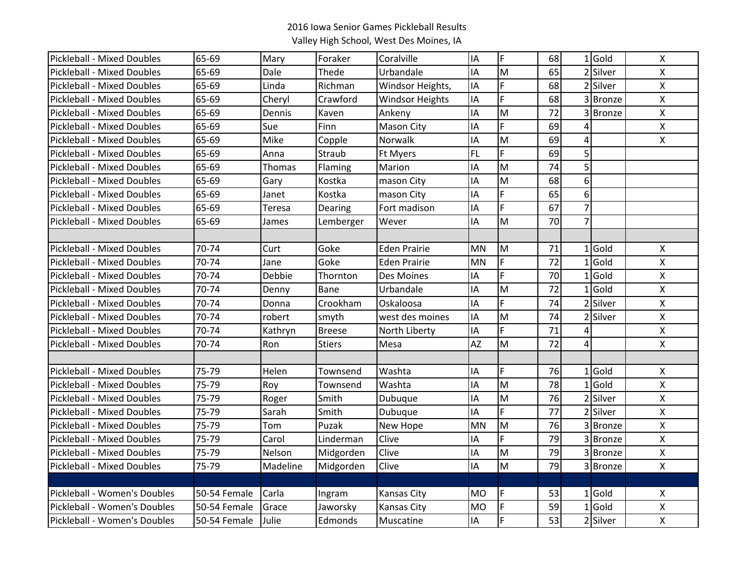2016 Iowa Senior Games Pickleball Results
Valley High School, West Des Moines, IA

| | | | | | | | | | | |
|---|---|---|---|---|---|---|---|---|---|---|
| Pickleball - Mixed Doubles | 65-69 | Mary | Foraker | Coralville | IA | F | 68 | 1 | Gold | X |
| Pickleball - Mixed Doubles | 65-69 | Dale | Thede | Urbandale | IA | M | 65 | 2 | Silver | X |
| Pickleball - Mixed Doubles | 65-69 | Linda | Richman | Windsor Heights, | IA | F | 68 | 2 | Silver | X |
| Pickleball - Mixed Doubles | 65-69 | Cheryl | Crawford | Windsor Heights | IA | F | 68 | 3 | Bronze | X |
| Pickleball - Mixed Doubles | 65-69 | Dennis | Kaven | Ankeny | IA | M | 72 | 3 | Bronze | X |
| Pickleball - Mixed Doubles | 65-69 | Sue | Finn | Mason City | IA | F | 69 | 4 | | X |
| Pickleball - Mixed Doubles | 65-69 | Mike | Copple | Norwalk | IA | M | 69 | 4 | | X |
| Pickleball - Mixed Doubles | 65-69 | Anna | Straub | Ft Myers | FL | F | 69 | 5 | | |
| Pickleball - Mixed Doubles | 65-69 | Thomas | Flaming | Marion | IA | M | 74 | 5 | | |
| Pickleball - Mixed Doubles | 65-69 | Gary | Kostka | mason City | IA | M | 68 | 6 | | |
| Pickleball - Mixed Doubles | 65-69 | Janet | Kostka | mason City | IA | F | 65 | 6 | | |
| Pickleball - Mixed Doubles | 65-69 | Teresa | Dearing | Fort madison | IA | F | 67 | 7 | | |
| Pickleball - Mixed Doubles | 65-69 | James | Lemberger | Wever | IA | M | 70 | 7 | | |
| | | | | | | | | | | |
| Pickleball - Mixed Doubles | 70-74 | Curt | Goke | Eden Prairie | MN | M | 71 | 1 | Gold | X |
| Pickleball - Mixed Doubles | 70-74 | Jane | Goke | Eden Prairie | MN | F | 72 | 1 | Gold | X |
| Pickleball - Mixed Doubles | 70-74 | Debbie | Thornton | Des Moines | IA | F | 70 | 1 | Gold | X |
| Pickleball - Mixed Doubles | 70-74 | Denny | Bane | Urbandale | IA | M | 72 | 1 | Gold | X |
| Pickleball - Mixed Doubles | 70-74 | Donna | Crookham | Oskaloosa | IA | F | 74 | 2 | Silver | X |
| Pickleball - Mixed Doubles | 70-74 | robert | smyth | west des moines | IA | M | 74 | 2 | Silver | X |
| Pickleball - Mixed Doubles | 70-74 | Kathryn | Breese | North Liberty | IA | F | 71 | 4 | | X |
| Pickleball - Mixed Doubles | 70-74 | Ron | Stiers | Mesa | AZ | M | 72 | 4 | | X |
| | | | | | | | | | | |
| Pickleball - Mixed Doubles | 75-79 | Helen | Townsend | Washta | IA | F | 76 | 1 | Gold | X |
| Pickleball - Mixed Doubles | 75-79 | Roy | Townsend | Washta | IA | M | 78 | 1 | Gold | X |
| Pickleball - Mixed Doubles | 75-79 | Roger | Smith | Dubuque | IA | M | 76 | 2 | Silver | X |
| Pickleball - Mixed Doubles | 75-79 | Sarah | Smith | Dubuque | IA | F | 77 | 2 | Silver | X |
| Pickleball - Mixed Doubles | 75-79 | Tom | Puzak | New Hope | MN | M | 76 | 3 | Bronze | X |
| Pickleball - Mixed Doubles | 75-79 | Carol | Linderman | Clive | IA | F | 79 | 3 | Bronze | X |
| Pickleball - Mixed Doubles | 75-79 | Nelson | Midgorden | Clive | IA | M | 79 | 3 | Bronze | X |
| Pickleball - Mixed Doubles | 75-79 | Madeline | Midgorden | Clive | IA | M | 79 | 3 | Bronze | X |
| | | | | | | | | | | |
| Pickleball - Women's Doubles | 50-54 Female | Carla | Ingram | Kansas City | MO | F | 53 | 1 | Gold | X |
| Pickleball - Women's Doubles | 50-54 Female | Grace | Jaworsky | Kansas City | MO | F | 59 | 1 | Gold | X |
| Pickleball - Women's Doubles | 50-54 Female | Julie | Edmonds | Muscatine | IA | F | 53 | 2 | Silver | X |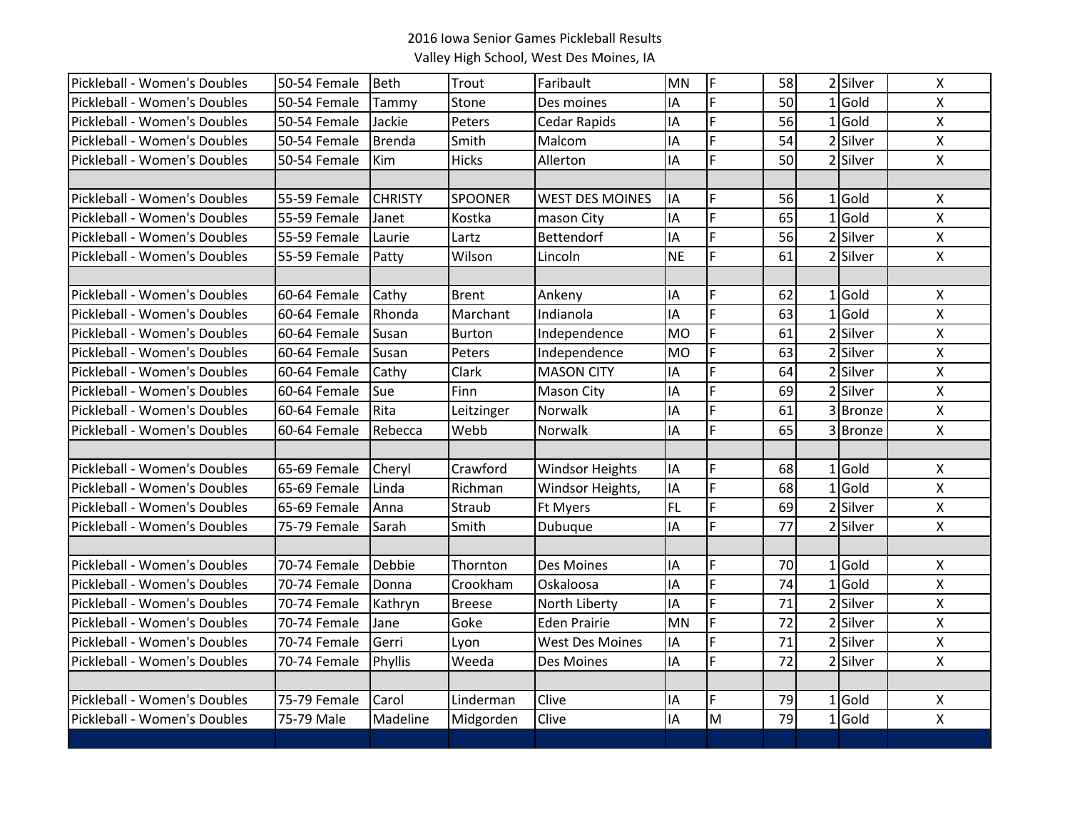2016 Iowa Senior Games Pickleball Results

Valley High School, West Des Moines, IA

| | | | | | | | | | | |
|---|---|---|---|---|---|---|---|---|---|---|
| Pickleball - Women's Doubles | 50-54 Female | Beth | Trout | Faribault | MN | F | 58 | 2 | Silver | X |
| Pickleball - Women's Doubles | 50-54 Female | Tammy | Stone | Des moines | IA | F | 50 | 1 | Gold | X |
| Pickleball - Women's Doubles | 50-54 Female | Jackie | Peters | Cedar Rapids | IA | F | 56 | 1 | Gold | X |
| Pickleball - Women's Doubles | 50-54 Female | Brenda | Smith | Malcom | IA | F | 54 | 2 | Silver | X |
| Pickleball - Women's Doubles | 50-54 Female | Kim | Hicks | Allerton | IA | F | 50 | 2 | Silver | X |
| | | | | | | | | | | |
| Pickleball - Women's Doubles | 55-59 Female | CHRISTY | SPOONER | WEST DES MOINES | IA | F | 56 | 1 | Gold | X |
| Pickleball - Women's Doubles | 55-59 Female | Janet | Kostka | mason City | IA | F | 65 | 1 | Gold | X |
| Pickleball - Women's Doubles | 55-59 Female | Laurie | Lartz | Bettendorf | IA | F | 56 | 2 | Silver | X |
| Pickleball - Women's Doubles | 55-59 Female | Patty | Wilson | Lincoln | NE | F | 61 | 2 | Silver | X |
| | | | | | | | | | | |
| Pickleball - Women's Doubles | 60-64 Female | Cathy | Brent | Ankeny | IA | F | 62 | 1 | Gold | X |
| Pickleball - Women's Doubles | 60-64 Female | Rhonda | Marchant | Indianola | IA | F | 63 | 1 | Gold | X |
| Pickleball - Women's Doubles | 60-64 Female | Susan | Burton | Independence | MO | F | 61 | 2 | Silver | X |
| Pickleball - Women's Doubles | 60-64 Female | Susan | Peters | Independence | MO | F | 63 | 2 | Silver | X |
| Pickleball - Women's Doubles | 60-64 Female | Cathy | Clark | MASON CITY | IA | F | 64 | 2 | Silver | X |
| Pickleball - Women's Doubles | 60-64 Female | Sue | Finn | Mason City | IA | F | 69 | 2 | Silver | X |
| Pickleball - Women's Doubles | 60-64 Female | Rita | Leitzinger | Norwalk | IA | F | 61 | 3 | Bronze | X |
| Pickleball - Women's Doubles | 60-64 Female | Rebecca | Webb | Norwalk | IA | F | 65 | 3 | Bronze | X |
| | | | | | | | | | | |
| Pickleball - Women's Doubles | 65-69 Female | Cheryl | Crawford | Windsor Heights | IA | F | 68 | 1 | Gold | X |
| Pickleball - Women's Doubles | 65-69 Female | Linda | Richman | Windsor Heights, | IA | F | 68 | 1 | Gold | X |
| Pickleball - Women's Doubles | 65-69 Female | Anna | Straub | Ft Myers | FL | F | 69 | 2 | Silver | X |
| Pickleball - Women's Doubles | 75-79 Female | Sarah | Smith | Dubuque | IA | F | 77 | 2 | Silver | X |
| | | | | | | | | | | |
| Pickleball - Women's Doubles | 70-74 Female | Debbie | Thornton | Des Moines | IA | F | 70 | 1 | Gold | X |
| Pickleball - Women's Doubles | 70-74 Female | Donna | Crookham | Oskaloosa | IA | F | 74 | 1 | Gold | X |
| Pickleball - Women's Doubles | 70-74 Female | Kathryn | Breese | North Liberty | IA | F | 71 | 2 | Silver | X |
| Pickleball - Women's Doubles | 70-74 Female | Jane | Goke | Eden Prairie | MN | F | 72 | 2 | Silver | X |
| Pickleball - Women's Doubles | 70-74 Female | Gerri | Lyon | West Des Moines | IA | F | 71 | 2 | Silver | X |
| Pickleball - Women's Doubles | 70-74 Female | Phyllis | Weeda | Des Moines | IA | F | 72 | 2 | Silver | X |
| | | | | | | | | | | |
| Pickleball - Women's Doubles | 75-79 Female | Carol | Linderman | Clive | IA | F | 79 | 1 | Gold | X |
| Pickleball - Women's Doubles | 75-79 Male | Madeline | Midgorden | Clive | IA | M | 79 | 1 | Gold | X |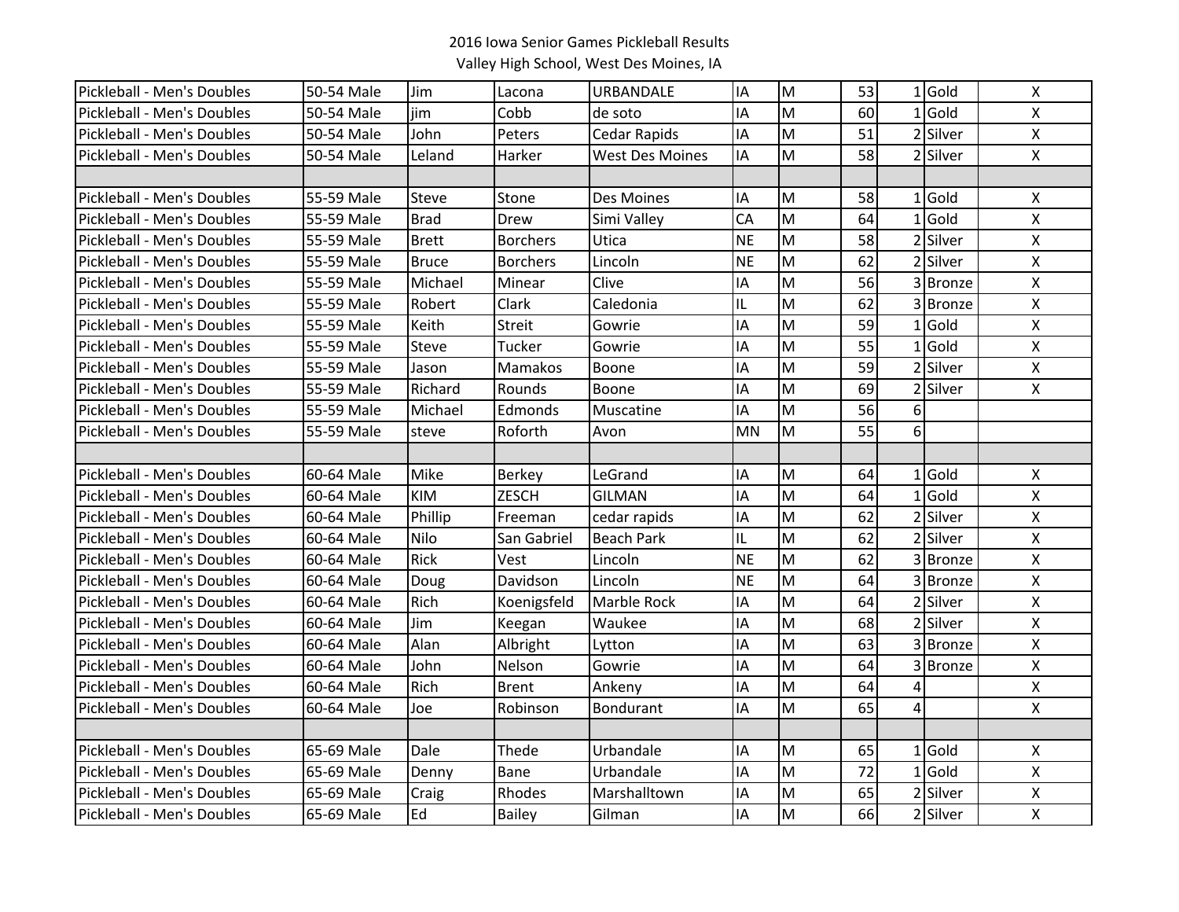2016 Iowa Senior Games Pickleball Results
Valley High School, West Des Moines, IA

| | | | | | | | | | | |
|---|---|---|---|---|---|---|---|---|---|---|
| Pickleball - Men's Doubles | 50-54 Male | Jim | Lacona | URBANDALE | IA | M | 53 | 1 | Gold | X |
| Pickleball - Men's Doubles | 50-54 Male | jim | Cobb | de soto | IA | M | 60 | 1 | Gold | X |
| Pickleball - Men's Doubles | 50-54 Male | John | Peters | Cedar Rapids | IA | M | 51 | 2 | Silver | X |
| Pickleball - Men's Doubles | 50-54 Male | Leland | Harker | West Des Moines | IA | M | 58 | 2 | Silver | X |
| | | | | | | | | | | |
| Pickleball - Men's Doubles | 55-59 Male | Steve | Stone | Des Moines | IA | M | 58 | 1 | Gold | X |
| Pickleball - Men's Doubles | 55-59 Male | Brad | Drew | Simi Valley | CA | M | 64 | 1 | Gold | X |
| Pickleball - Men's Doubles | 55-59 Male | Brett | Borchers | Utica | NE | M | 58 | 2 | Silver | X |
| Pickleball - Men's Doubles | 55-59 Male | Bruce | Borchers | Lincoln | NE | M | 62 | 2 | Silver | X |
| Pickleball - Men's Doubles | 55-59 Male | Michael | Minear | Clive | IA | M | 56 | 3 | Bronze | X |
| Pickleball - Men's Doubles | 55-59 Male | Robert | Clark | Caledonia | IL | M | 62 | 3 | Bronze | X |
| Pickleball - Men's Doubles | 55-59 Male | Keith | Streit | Gowrie | IA | M | 59 | 1 | Gold | X |
| Pickleball - Men's Doubles | 55-59 Male | Steve | Tucker | Gowrie | IA | M | 55 | 1 | Gold | X |
| Pickleball - Men's Doubles | 55-59 Male | Jason | Mamakos | Boone | IA | M | 59 | 2 | Silver | X |
| Pickleball - Men's Doubles | 55-59 Male | Richard | Rounds | Boone | IA | M | 69 | 2 | Silver | X |
| Pickleball - Men's Doubles | 55-59 Male | Michael | Edmonds | Muscatine | IA | M | 56 | 6 | | |
| Pickleball - Men's Doubles | 55-59 Male | steve | Roforth | Avon | MN | M | 55 | 6 | | |
| | | | | | | | | | | |
| Pickleball - Men's Doubles | 60-64 Male | Mike | Berkey | LeGrand | IA | M | 64 | 1 | Gold | X |
| Pickleball - Men's Doubles | 60-64 Male | KIM | ZESCH | GILMAN | IA | M | 64 | 1 | Gold | X |
| Pickleball - Men's Doubles | 60-64 Male | Phillip | Freeman | cedar rapids | IA | M | 62 | 2 | Silver | X |
| Pickleball - Men's Doubles | 60-64 Male | Nilo | San Gabriel | Beach Park | IL | M | 62 | 2 | Silver | X |
| Pickleball - Men's Doubles | 60-64 Male | Rick | Vest | Lincoln | NE | M | 62 | 3 | Bronze | X |
| Pickleball - Men's Doubles | 60-64 Male | Doug | Davidson | Lincoln | NE | M | 64 | 3 | Bronze | X |
| Pickleball - Men's Doubles | 60-64 Male | Rich | Koenigsfeld | Marble Rock | IA | M | 64 | 2 | Silver | X |
| Pickleball - Men's Doubles | 60-64 Male | Jim | Keegan | Waukee | IA | M | 68 | 2 | Silver | X |
| Pickleball - Men's Doubles | 60-64 Male | Alan | Albright | Lytton | IA | M | 63 | 3 | Bronze | X |
| Pickleball - Men's Doubles | 60-64 Male | John | Nelson | Gowrie | IA | M | 64 | 3 | Bronze | X |
| Pickleball - Men's Doubles | 60-64 Male | Rich | Brent | Ankeny | IA | M | 64 | 4 | | X |
| Pickleball - Men's Doubles | 60-64 Male | Joe | Robinson | Bondurant | IA | M | 65 | 4 | | X |
| | | | | | | | | | | |
| Pickleball - Men's Doubles | 65-69 Male | Dale | Thede | Urbandale | IA | M | 65 | 1 | Gold | X |
| Pickleball - Men's Doubles | 65-69 Male | Denny | Bane | Urbandale | IA | M | 72 | 1 | Gold | X |
| Pickleball - Men's Doubles | 65-69 Male | Craig | Rhodes | Marshalltown | IA | M | 65 | 2 | Silver | X |
| Pickleball - Men's Doubles | 65-69 Male | Ed | Bailey | Gilman | IA | M | 66 | 2 | Silver | X |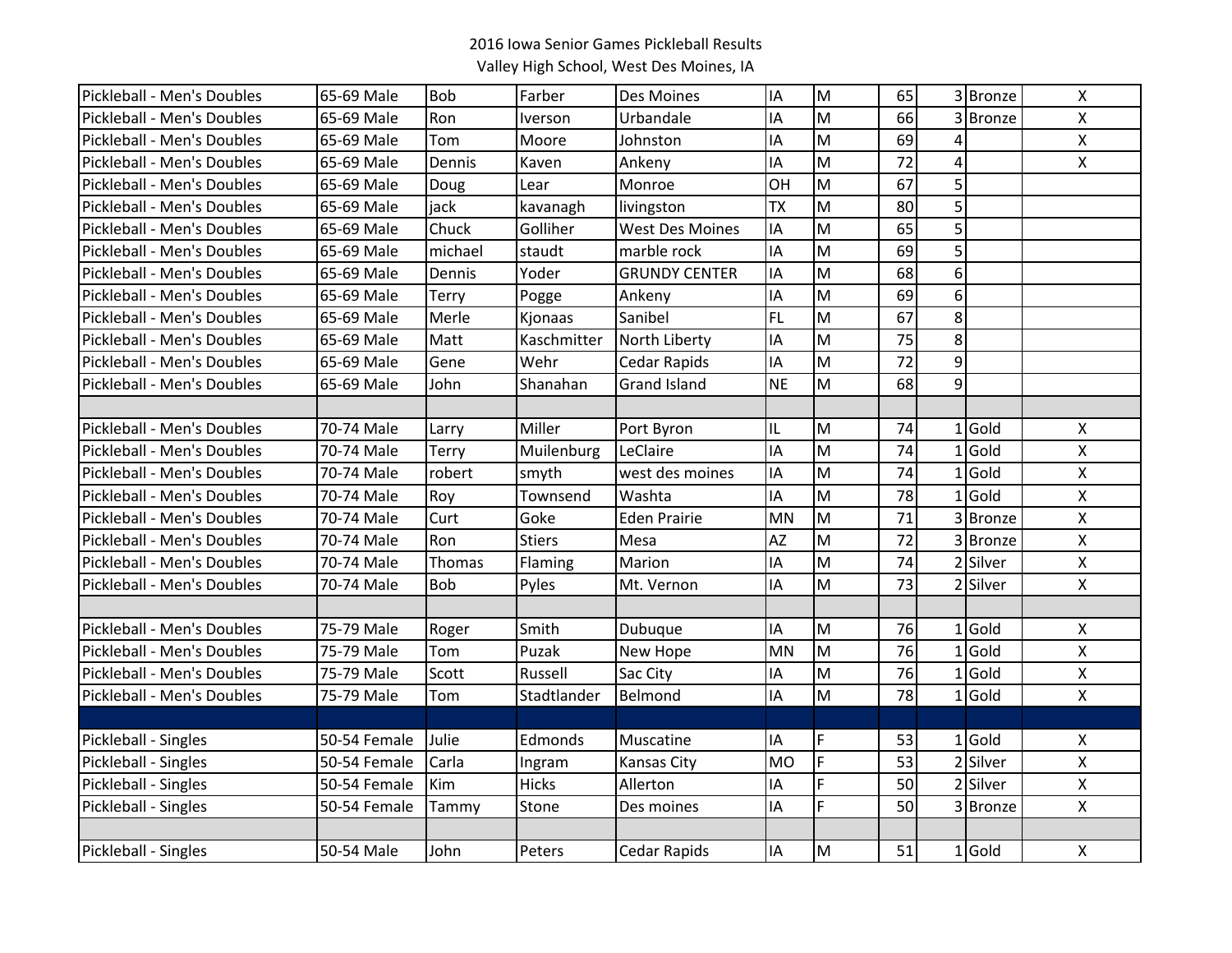2016 Iowa Senior Games Pickleball Results
Valley High School, West Des Moines, IA

| | | | | | | | | | | |
|---|---|---|---|---|---|---|---|---|---|---|
| Pickleball - Men's Doubles | 65-69 Male | Bob | Farber | Des Moines | IA | M | 65 | 3 | Bronze | X |
| Pickleball - Men's Doubles | 65-69 Male | Ron | Iverson | Urbandale | IA | M | 66 | 3 | Bronze | X |
| Pickleball - Men's Doubles | 65-69 Male | Tom | Moore | Johnston | IA | M | 69 | 4 | | X |
| Pickleball - Men's Doubles | 65-69 Male | Dennis | Kaven | Ankeny | IA | M | 72 | 4 | | X |
| Pickleball - Men's Doubles | 65-69 Male | Doug | Lear | Monroe | OH | M | 67 | 5 | | |
| Pickleball - Men's Doubles | 65-69 Male | jack | kavanagh | livingston | TX | M | 80 | 5 | | |
| Pickleball - Men's Doubles | 65-69 Male | Chuck | Golliher | West Des Moines | IA | M | 65 | 5 | | |
| Pickleball - Men's Doubles | 65-69 Male | michael | staudt | marble rock | IA | M | 69 | 5 | | |
| Pickleball - Men's Doubles | 65-69 Male | Dennis | Yoder | GRUNDY CENTER | IA | M | 68 | 6 | | |
| Pickleball - Men's Doubles | 65-69 Male | Terry | Pogge | Ankeny | IA | M | 69 | 6 | | |
| Pickleball - Men's Doubles | 65-69 Male | Merle | Kjonaas | Sanibel | FL | M | 67 | 8 | | |
| Pickleball - Men's Doubles | 65-69 Male | Matt | Kaschmitter | North Liberty | IA | M | 75 | 8 | | |
| Pickleball - Men's Doubles | 65-69 Male | Gene | Wehr | Cedar Rapids | IA | M | 72 | 9 | | |
| Pickleball - Men's Doubles | 65-69 Male | John | Shanahan | Grand Island | NE | M | 68 | 9 | | |
| | | | | | | | | | | |
| Pickleball - Men's Doubles | 70-74 Male | Larry | Miller | Port Byron | IL | M | 74 | 1 | Gold | X |
| Pickleball - Men's Doubles | 70-74 Male | Terry | Muilenburg | LeClaire | IA | M | 74 | 1 | Gold | X |
| Pickleball - Men's Doubles | 70-74 Male | robert | smyth | west des moines | IA | M | 74 | 1 | Gold | X |
| Pickleball - Men's Doubles | 70-74 Male | Roy | Townsend | Washta | IA | M | 78 | 1 | Gold | X |
| Pickleball - Men's Doubles | 70-74 Male | Curt | Goke | Eden Prairie | MN | M | 71 | 3 | Bronze | X |
| Pickleball - Men's Doubles | 70-74 Male | Ron | Stiers | Mesa | AZ | M | 72 | 3 | Bronze | X |
| Pickleball - Men's Doubles | 70-74 Male | Thomas | Flaming | Marion | IA | M | 74 | 2 | Silver | X |
| Pickleball - Men's Doubles | 70-74 Male | Bob | Pyles | Mt. Vernon | IA | M | 73 | 2 | Silver | X |
| | | | | | | | | | | |
| Pickleball - Men's Doubles | 75-79 Male | Roger | Smith | Dubuque | IA | M | 76 | 1 | Gold | X |
| Pickleball - Men's Doubles | 75-79 Male | Tom | Puzak | New Hope | MN | M | 76 | 1 | Gold | X |
| Pickleball - Men's Doubles | 75-79 Male | Scott | Russell | Sac City | IA | M | 76 | 1 | Gold | X |
| Pickleball - Men's Doubles | 75-79 Male | Tom | Stadtlander | Belmond | IA | M | 78 | 1 | Gold | X |
| | | | | | | | | | | |
| Pickleball - Singles | 50-54 Female | Julie | Edmonds | Muscatine | IA | F | 53 | 1 | Gold | X |
| Pickleball - Singles | 50-54 Female | Carla | Ingram | Kansas City | MO | F | 53 | 2 | Silver | X |
| Pickleball - Singles | 50-54 Female | Kim | Hicks | Allerton | IA | F | 50 | 2 | Silver | X |
| Pickleball - Singles | 50-54 Female | Tammy | Stone | Des moines | IA | F | 50 | 3 | Bronze | X |
| | | | | | | | | | | |
| Pickleball - Singles | 50-54 Male | John | Peters | Cedar Rapids | IA | M | 51 | 1 | Gold | X |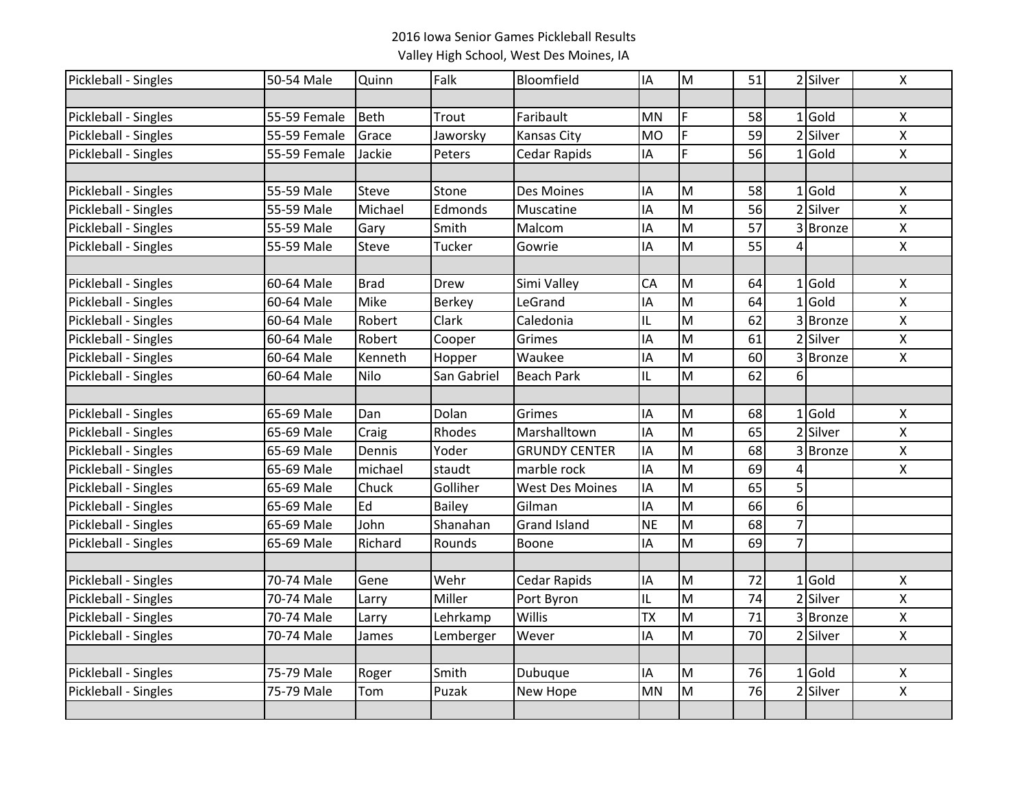2016 Iowa Senior Games Pickleball Results
Valley High School, West Des Moines, IA

| | | | | | | | | | | |
|---|---|---|---|---|---|---|---|---|---|---|
| Pickleball - Singles | 50-54 Male | Quinn | Falk | Bloomfield | IA | M | 51 | 2 | Silver | X |
| | | | | | | | | | | |
| Pickleball - Singles | 55-59 Female | Beth | Trout | Faribault | MN | F | 58 | 1 | Gold | X |
| Pickleball - Singles | 55-59 Female | Grace | Jaworsky | Kansas City | MO | F | 59 | 2 | Silver | X |
| Pickleball - Singles | 55-59 Female | Jackie | Peters | Cedar Rapids | IA | F | 56 | 1 | Gold | X |
| | | | | | | | | | | |
| Pickleball - Singles | 55-59 Male | Steve | Stone | Des Moines | IA | M | 58 | 1 | Gold | X |
| Pickleball - Singles | 55-59 Male | Michael | Edmonds | Muscatine | IA | M | 56 | 2 | Silver | X |
| Pickleball - Singles | 55-59 Male | Gary | Smith | Malcom | IA | M | 57 | 3 | Bronze | X |
| Pickleball - Singles | 55-59 Male | Steve | Tucker | Gowrie | IA | M | 55 | 4 | | X |
| | | | | | | | | | | |
| Pickleball - Singles | 60-64 Male | Brad | Drew | Simi Valley | CA | M | 64 | 1 | Gold | X |
| Pickleball - Singles | 60-64 Male | Mike | Berkey | LeGrand | IA | M | 64 | 1 | Gold | X |
| Pickleball - Singles | 60-64 Male | Robert | Clark | Caledonia | IL | M | 62 | 3 | Bronze | X |
| Pickleball - Singles | 60-64 Male | Robert | Cooper | Grimes | IA | M | 61 | 2 | Silver | X |
| Pickleball - Singles | 60-64 Male | Kenneth | Hopper | Waukee | IA | M | 60 | 3 | Bronze | X |
| Pickleball - Singles | 60-64 Male | Nilo | San Gabriel | Beach Park | IL | M | 62 | 6 | | |
| | | | | | | | | | | |
| Pickleball - Singles | 65-69 Male | Dan | Dolan | Grimes | IA | M | 68 | 1 | Gold | X |
| Pickleball - Singles | 65-69 Male | Craig | Rhodes | Marshalltown | IA | M | 65 | 2 | Silver | X |
| Pickleball - Singles | 65-69 Male | Dennis | Yoder | GRUNDY CENTER | IA | M | 68 | 3 | Bronze | X |
| Pickleball - Singles | 65-69 Male | michael | staudt | marble rock | IA | M | 69 | 4 | | X |
| Pickleball - Singles | 65-69 Male | Chuck | Golliher | West Des Moines | IA | M | 65 | 5 | | |
| Pickleball - Singles | 65-69 Male | Ed | Bailey | Gilman | IA | M | 66 | 6 | | |
| Pickleball - Singles | 65-69 Male | John | Shanahan | Grand Island | NE | M | 68 | 7 | | |
| Pickleball - Singles | 65-69 Male | Richard | Rounds | Boone | IA | M | 69 | 7 | | |
| | | | | | | | | | | |
| Pickleball - Singles | 70-74 Male | Gene | Wehr | Cedar Rapids | IA | M | 72 | 1 | Gold | X |
| Pickleball - Singles | 70-74 Male | Larry | Miller | Port Byron | IL | M | 74 | 2 | Silver | X |
| Pickleball - Singles | 70-74 Male | Larry | Lehrkamp | Willis | TX | M | 71 | 3 | Bronze | X |
| Pickleball - Singles | 70-74 Male | James | Lemberger | Wever | IA | M | 70 | 2 | Silver | X |
| | | | | | | | | | | |
| Pickleball - Singles | 75-79 Male | Roger | Smith | Dubuque | IA | M | 76 | 1 | Gold | X |
| Pickleball - Singles | 75-79 Male | Tom | Puzak | New Hope | MN | M | 76 | 2 | Silver | X |
| | | | | | | | | | | |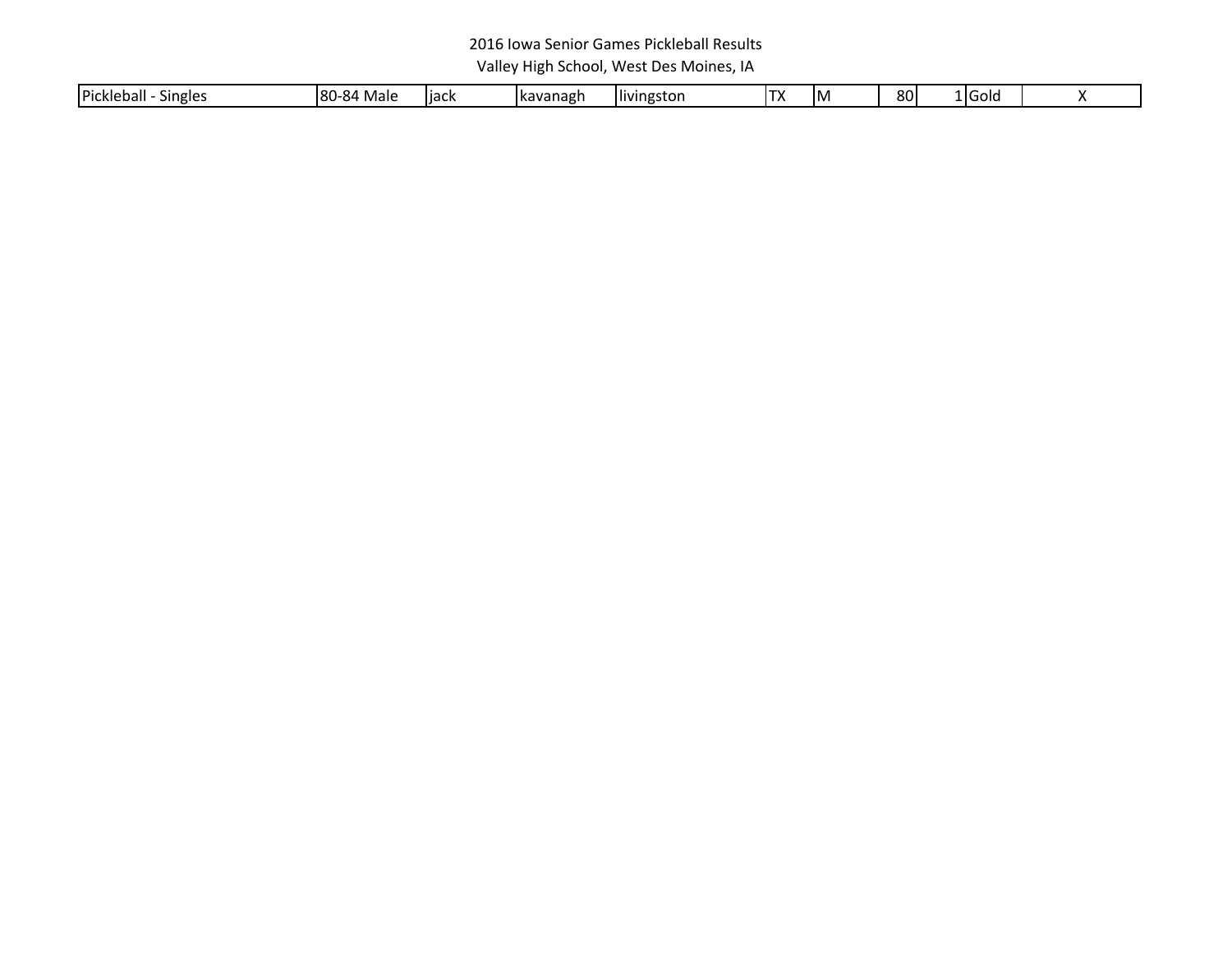2016 Iowa Senior Games Pickleball Results

Valley High School, West Des Moines, IA

| | | | | | | | | | | |
|---|---|---|---|---|---|---|---|---|---|---|
| Pickleball - Singles | 80-84 Male | jack | kavanagh | livingston | TX | M | 80 | 1 | Gold | X |